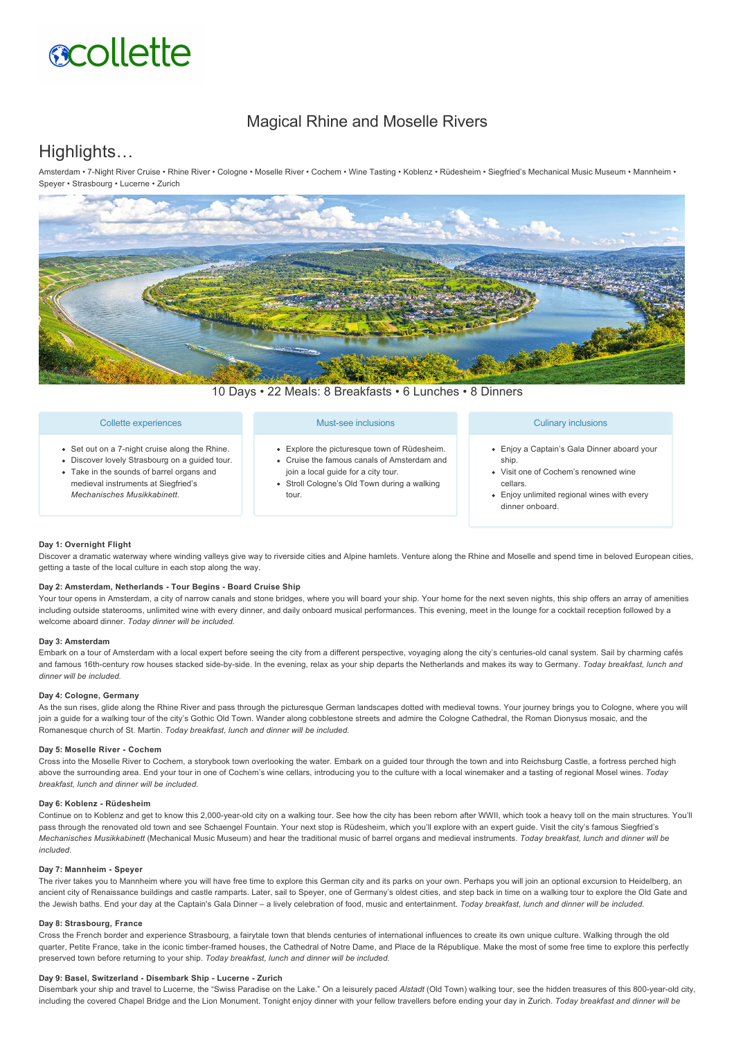collette

# Magical Rhine and Moselle Rivers

## Highlights…

Amsterdam • 7-Night River Cruise • Rhine River • Cologne • Moselle River • Cochem • Wine Tasting • Koblenz • Rüdesheim • Siegfried's Mechanical Music Museum • Mannheim • Speyer • Strasbourg • Lucerne • Zurich

10 Days • 22 Meals: 8 Breakfasts • 6 Lunches • 8 Dinners

### Collette experiences

- Set out on a 7-night cruise along the Rhine.
- Discover lovely Strasbourg on a guided tour.
- Take in the sounds of barrel organs and medieval instruments at Siegfried's *Mechanisches Musikkabinett.*

### Must-see inclusions

- Explore the picturesque town of Rüdesheim.
- Cruise the famous canals of Amsterdam and join a local guide for a city tour.
- Stroll Cologne's Old Town during a walking tour.

### Culinary inclusions

- Enjoy a Captain's Gala Dinner aboard your ship.
- Visit one of Cochem's renowned wine cellars.
- Enjoy unlimited regional wines with every dinner onboard.

**Day 1: Overnight Flight**

Discover a dramatic waterway where winding valleys give way to riverside cities and Alpine hamlets. Venture along the Rhine and Moselle and spend time in beloved European cities, getting a taste of the local culture in each stop along the way.

**Day 2: Amsterdam, Netherlands - Tour Begins - Board Cruise Ship**

Your tour opens in Amsterdam, a city of narrow canals and stone bridges, where you will board your ship. Your home for the next seven nights, this ship offers an array of amenities including outside staterooms, unlimited wine with every dinner, and daily onboard musical performances. This evening, meet in the lounge for a cocktail reception followed by a welcome aboard dinner. *Today dinner will be included.*

**Day 3: Amsterdam**

Embark on a tour of Amsterdam with a local expert before seeing the city from a different perspective, voyaging along the city's centuries-old canal system. Sail by charming cafés and famous 16th-century row houses stacked side-by-side. In the evening, relax as your ship departs the Netherlands and makes its way to Germany. *Today breakfast, lunch and dinner will be included.*

**Day 4: Cologne, Germany**

As the sun rises, glide along the Rhine River and pass through the picturesque German landscapes dotted with medieval towns. Your journey brings you to Cologne, where you will join a guide for a walking tour of the city's Gothic Old Town. Wander along cobblestone streets and admire the Cologne Cathedral, the Roman Dionysus mosaic, and the Romanesque church of St. Martin. *Today breakfast, lunch and dinner will be included.*

**Day 5: Moselle River - Cochem**

Cross into the Moselle River to Cochem, a storybook town overlooking the water. Embark on a guided tour through the town and into Reichsburg Castle, a fortress perched high above the surrounding area. End your tour in one of Cochem's wine cellars, introducing you to the culture with a local winemaker and a tasting of regional Mosel wines. *Today breakfast, lunch and dinner will be included.*

**Day 6: Koblenz - Rüdesheim**

Continue on to Koblenz and get to know this 2,000-year-old city on a walking tour. See how the city has been reborn after WWII, which took a heavy toll on the main structures. You'll pass through the renovated old town and see Schaengel Fountain. Your next stop is Rüdesheim, which you'll explore with an expert guide. Visit the city's famous Siegfried's *Mechanisches Musikkabinett* (Mechanical Music Museum) and hear the traditional music of barrel organs and medieval instruments. *Today breakfast, lunch and dinner will be included.*

**Day 7: Mannheim - Speyer**

The river takes you to Mannheim where you will have free time to explore this German city and its parks on your own. Perhaps you will join an optional excursion to Heidelberg, an ancient city of Renaissance buildings and castle ramparts. Later, sail to Speyer, one of Germany's oldest cities, and step back in time on a walking tour to explore the Old Gate and the Jewish baths. End your day at the Captain's Gala Dinner – a lively celebration of food, music and entertainment. *Today breakfast, lunch and dinner will be included.*

**Day 8: Strasbourg, France**

Cross the French border and experience Strasbourg, a fairytale town that blends centuries of international influences to create its own unique culture. Walking through the old quarter, Petite France, take in the iconic timber-framed houses, the Cathedral of Notre Dame, and Place de la République. Make the most of some free time to explore this perfectly preserved town before returning to your ship. *Today breakfast, lunch and dinner will be included.*

**Day 9: Basel, Switzerland - Disembark Ship - Lucerne - Zurich**

Disembark your ship and travel to Lucerne, the "Swiss Paradise on the Lake." On a leisurely paced *Altstadt* (Old Town) walking tour, see the hidden treasures of this 800-year-old city, including the covered Chapel Bridge and the Lion Monument. Tonight enjoy dinner with your fellow travellers before ending your day in Zurich. *Today breakfast and dinner will be*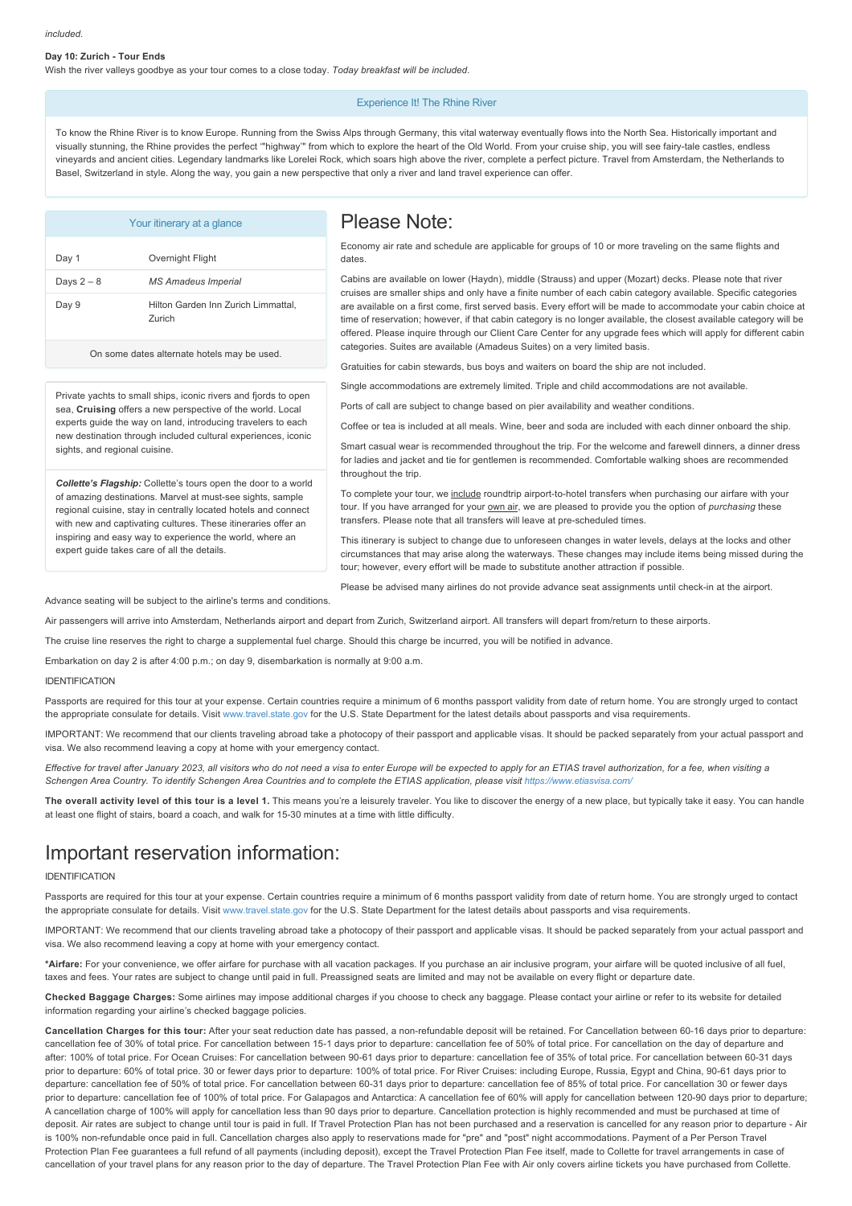*included.*

**Day 10: Zurich - Tour Ends**

Wish the river valleys goodbye as your tour comes to a close today. *Today breakfast will be included.*

### Experience It! The Rhine River

To know the Rhine River is to know Europe. Running from the Swiss Alps through Germany, this vital waterway eventually flows into the North Sea. Historically important and visually stunning, the Rhine provides the perfect '"highway'" from which to explore the heart of the Old World. From your cruise ship, you will see fairy-tale castles, endless vineyards and ancient cities. Legendary landmarks like Lorelei Rock, which soars high above the river, complete a perfect picture. Travel from Amsterdam, the Netherlands to Basel, Switzerland in style. Along the way, you gain a new perspective that only a river and land travel experience can offer.

### Your itinerary at a glance

| | |
|---|---|
| Day 1 | Overnight Flight |
| Days 2 – 8 | *MS Amadeus Imperial* |
| Day 9 | Hilton Garden Inn Zurich Limmattal, Zurich |

On some dates alternate hotels may be used.

Private yachts to small ships, iconic rivers and fjords to open sea, **Cruising** offers a new perspective of the world. Local experts guide the way on land, introducing travelers to each new destination through included cultural experiences, iconic sights, and regional cuisine.

***Collette's Flagship:*** Collette's tours open the door to a world of amazing destinations. Marvel at must-see sights, sample regional cuisine, stay in centrally located hotels and connect with new and captivating cultures. These itineraries offer an inspiring and easy way to experience the world, where an expert guide takes care of all the details.

# Please Note:

Economy air rate and schedule are applicable for groups of 10 or more traveling on the same flights and dates.

Cabins are available on lower (Haydn), middle (Strauss) and upper (Mozart) decks. Please note that river cruises are smaller ships and only have a finite number of each cabin category available. Specific categories are available on a first come, first served basis. Every effort will be made to accommodate your cabin choice at time of reservation; however, if that cabin category is no longer available, the closest available category will be offered. Please inquire through our Client Care Center for any upgrade fees which will apply for different cabin categories. Suites are available (Amadeus Suites) on a very limited basis.

Gratuities for cabin stewards, bus boys and waiters on board the ship are not included.

Single accommodations are extremely limited. Triple and child accommodations are not available.

Ports of call are subject to change based on pier availability and weather conditions.

Coffee or tea is included at all meals. Wine, beer and soda are included with each dinner onboard the ship.

Smart casual wear is recommended throughout the trip. For the welcome and farewell dinners, a dinner dress for ladies and jacket and tie for gentlemen is recommended. Comfortable walking shoes are recommended throughout the trip.

To complete your tour, we include roundtrip airport-to-hotel transfers when purchasing our airfare with your tour. If you have arranged for your own air, we are pleased to provide you the option of *purchasing* these transfers. Please note that all transfers will leave at pre-scheduled times.

This itinerary is subject to change due to unforeseen changes in water levels, delays at the locks and other circumstances that may arise along the waterways. These changes may include items being missed during the tour; however, every effort will be made to substitute another attraction if possible.

Please be advised many airlines do not provide advance seat assignments until check-in at the airport. Advance seating will be subject to the airline's terms and conditions.

Air passengers will arrive into Amsterdam, Netherlands airport and depart from Zurich, Switzerland airport. All transfers will depart from/return to these airports.

The cruise line reserves the right to charge a supplemental fuel charge. Should this charge be incurred, you will be notified in advance.

Embarkation on day 2 is after 4:00 p.m.; on day 9, disembarkation is normally at 9:00 a.m.

IDENTIFICATION

Passports are required for this tour at your expense. Certain countries require a minimum of 6 months passport validity from date of return home. You are strongly urged to contact the appropriate consulate for details. Visit www.travel.state.gov for the U.S. State Department for the latest details about passports and visa requirements.

IMPORTANT: We recommend that our clients traveling abroad take a photocopy of their passport and applicable visas. It should be packed separately from your actual passport and visa. We also recommend leaving a copy at home with your emergency contact.

*Effective for travel after January 2023, all visitors who do not need a visa to enter Europe will be expected to apply for an ETIAS travel authorization, for a fee, when visiting a Schengen Area Country. To identify Schengen Area Countries and to complete the ETIAS application, please visit https://www.etiasvisa.com/*

**The overall activity level of this tour is a level 1.** This means you're a leisurely traveler. You like to discover the energy of a new place, but typically take it easy. You can handle at least one flight of stairs, board a coach, and walk for 15-30 minutes at a time with little difficulty.

# Important reservation information:

IDENTIFICATION

Passports are required for this tour at your expense. Certain countries require a minimum of 6 months passport validity from date of return home. You are strongly urged to contact the appropriate consulate for details. Visit www.travel.state.gov for the U.S. State Department for the latest details about passports and visa requirements.

IMPORTANT: We recommend that our clients traveling abroad take a photocopy of their passport and applicable visas. It should be packed separately from your actual passport and visa. We also recommend leaving a copy at home with your emergency contact.

***Airfare:** For your convenience, we offer airfare for purchase with all vacation packages. If you purchase an air inclusive program, your airfare will be quoted inclusive of all fuel, taxes and fees. Your rates are subject to change until paid in full. Preassigned seats are limited and may not be available on every flight or departure date.

**Checked Baggage Charges:** Some airlines may impose additional charges if you choose to check any baggage. Please contact your airline or refer to its website for detailed information regarding your airline's checked baggage policies.

**Cancellation Charges for this tour:** After your seat reduction date has passed, a non-refundable deposit will be retained. For Cancellation between 60-16 days prior to departure: cancellation fee of 30% of total price. For cancellation between 15-1 days prior to departure: cancellation fee of 50% of total price. For cancellation on the day of departure and after: 100% of total price. For Ocean Cruises: For cancellation between 90-61 days prior to departure: cancellation fee of 35% of total price. For cancellation between 60-31 days prior to departure: 60% of total price. 30 or fewer days prior to departure: 100% of total price. For River Cruises: including Europe, Russia, Egypt and China, 90-61 days prior to departure: cancellation fee of 50% of total price. For cancellation between 60-31 days prior to departure: cancellation fee of 85% of total price. For cancellation 30 or fewer days prior to departure: cancellation fee of 100% of total price. For Galapagos and Antarctica: A cancellation fee of 60% will apply for cancellation between 120-90 days prior to departure; A cancellation charge of 100% will apply for cancellation less than 90 days prior to departure. Cancellation protection is highly recommended and must be purchased at time of deposit. Air rates are subject to change until tour is paid in full. If Travel Protection Plan has not been purchased and a reservation is cancelled for any reason prior to departure - Air is 100% non-refundable once paid in full. Cancellation charges also apply to reservations made for "pre" and "post" night accommodations. Payment of a Per Person Travel Protection Plan Fee guarantees a full refund of all payments (including deposit), except the Travel Protection Plan Fee itself, made to Collette for travel arrangements in case of cancellation of your travel plans for any reason prior to the day of departure. The Travel Protection Plan Fee with Air only covers airline tickets you have purchased from Collette.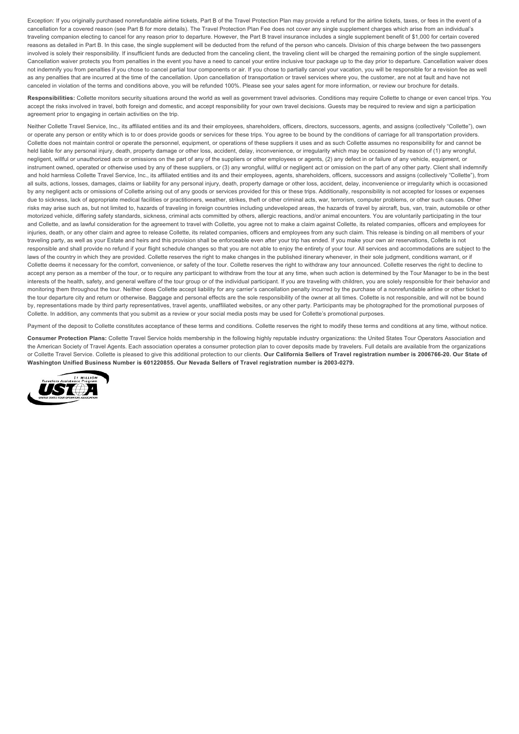Exception: If you originally purchased nonrefundable airline tickets, Part B of the Travel Protection Plan may provide a refund for the airline tickets, taxes, or fees in the event of a cancellation for a covered reason (see Part B for more details). The Travel Protection Plan Fee does not cover any single supplement charges which arise from an individual's traveling companion electing to cancel for any reason prior to departure. However, the Part B travel insurance includes a single supplement benefit of $1,000 for certain covered reasons as detailed in Part B. In this case, the single supplement will be deducted from the refund of the person who cancels. Division of this charge between the two passengers involved is solely their responsibility. If insufficient funds are deducted from the canceling client, the traveling client will be charged the remaining portion of the single supplement. Cancellation waiver protects you from penalties in the event you have a need to cancel your entire inclusive tour package up to the day prior to departure. Cancellation waiver does not indemnify you from penalties if you chose to cancel partial tour components or air. If you chose to partially cancel your vacation, you will be responsible for a revision fee as well as any penalties that are incurred at the time of the cancellation. Upon cancellation of transportation or travel services where you, the customer, are not at fault and have not canceled in violation of the terms and conditions above, you will be refunded 100%. Please see your sales agent for more information, or review our brochure for details.

**Responsibilities:** Collette monitors security situations around the world as well as government travel advisories. Conditions may require Collette to change or even cancel trips. You accept the risks involved in travel, both foreign and domestic, and accept responsibility for your own travel decisions. Guests may be required to review and sign a participation agreement prior to engaging in certain activities on the trip.

Neither Collette Travel Service, Inc., its affiliated entities and its and their employees, shareholders, officers, directors, successors, agents, and assigns (collectively "Collette"), own or operate any person or entity which is to or does provide goods or services for these trips. You agree to be bound by the conditions of carriage for all transportation providers. Collette does not maintain control or operate the personnel, equipment, or operations of these suppliers it uses and as such Collette assumes no responsibility for and cannot be held liable for any personal injury, death, property damage or other loss, accident, delay, inconvenience, or irregularity which may be occasioned by reason of (1) any wrongful, negligent, willful or unauthorized acts or omissions on the part of any of the suppliers or other employees or agents, (2) any defect in or failure of any vehicle, equipment, or instrument owned, operated or otherwise used by any of these suppliers, or (3) any wrongful, willful or negligent act or omission on the part of any other party. Client shall indemnify and hold harmless Collette Travel Service, Inc., its affiliated entities and its and their employees, agents, shareholders, officers, successors and assigns (collectively "Collette"), from all suits, actions, losses, damages, claims or liability for any personal injury, death, property damage or other loss, accident, delay, inconvenience or irregularity which is occasioned by any negligent acts or omissions of Collette arising out of any goods or services provided for this or these trips. Additionally, responsibility is not accepted for losses or expenses due to sickness, lack of appropriate medical facilities or practitioners, weather, strikes, theft or other criminal acts, war, terrorism, computer problems, or other such causes. Other risks may arise such as, but not limited to, hazards of traveling in foreign countries including undeveloped areas, the hazards of travel by aircraft, bus, van, train, automobile or other motorized vehicle, differing safety standards, sickness, criminal acts committed by others, allergic reactions, and/or animal encounters. You are voluntarily participating in the tour and Collette, and as lawful consideration for the agreement to travel with Collette, you agree not to make a claim against Collette, its related companies, officers and employees for injuries, death, or any other claim and agree to release Collette, its related companies, officers and employees from any such claim. This release is binding on all members of your traveling party, as well as your Estate and heirs and this provision shall be enforceable even after your trip has ended. If you make your own air reservations, Collette is not responsible and shall provide no refund if your flight schedule changes so that you are not able to enjoy the entirety of your tour. All services and accommodations are subject to the laws of the country in which they are provided. Collette reserves the right to make changes in the published itinerary whenever, in their sole judgment, conditions warrant, or if Collette deems it necessary for the comfort, convenience, or safety of the tour. Collette reserves the right to withdraw any tour announced. Collette reserves the right to decline to accept any person as a member of the tour, or to require any participant to withdraw from the tour at any time, when such action is determined by the Tour Manager to be in the best interests of the health, safety, and general welfare of the tour group or of the individual participant. If you are traveling with children, you are solely responsible for their behavior and monitoring them throughout the tour. Neither does Collette accept liability for any carrier's cancellation penalty incurred by the purchase of a nonrefundable airline or other ticket to the tour departure city and return or otherwise. Baggage and personal effects are the sole responsibility of the owner at all times. Collette is not responsible, and will not be bound by, representations made by third party representatives, travel agents, unaffiliated websites, or any other party. Participants may be photographed for the promotional purposes of Collette. In addition, any comments that you submit as a review or your social media posts may be used for Collette's promotional purposes.

Payment of the deposit to Collette constitutes acceptance of these terms and conditions. Collette reserves the right to modify these terms and conditions at any time, without notice.

**Consumer Protection Plans:** Collette Travel Service holds membership in the following highly reputable industry organizations: the United States Tour Operators Association and the American Society of Travel Agents. Each association operates a consumer protection plan to cover deposits made by travelers. Full details are available from the organizations or Collette Travel Service. Collette is pleased to give this additional protection to our clients. **Our California Sellers of Travel registration number is 2006766-20. Our State of Washington Unified Business Number is 601220855. Our Nevada Sellers of Travel registration number is 2003-0279.**

$1 MILLION Travelers Assistance Program
USTOA
UNITED STATES TOUR OPERATORS ASSOCIATION